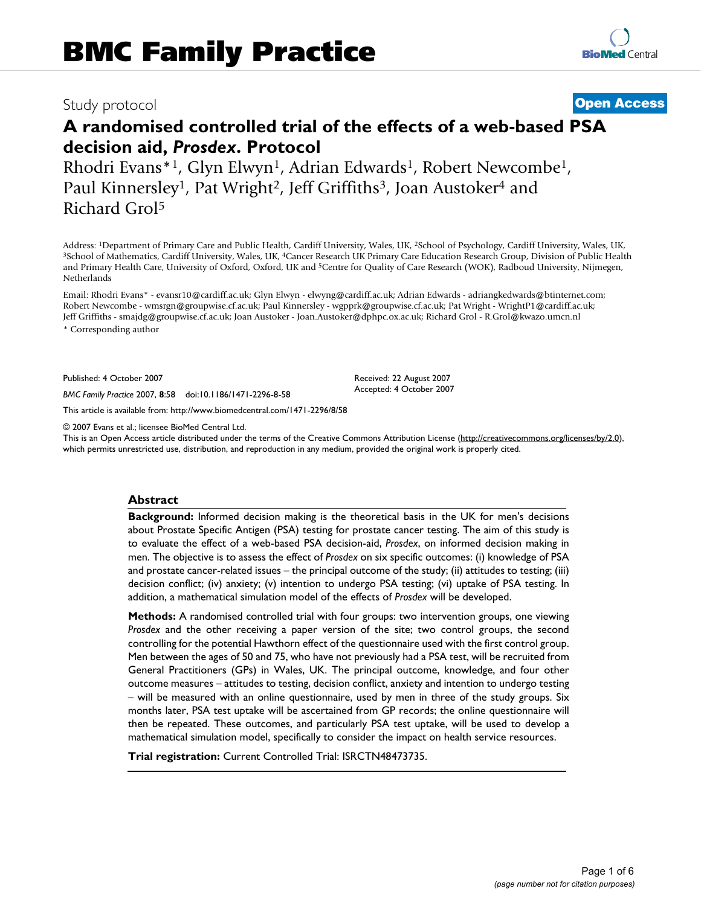# BMC Family Practice

Study protocol

**Open Access**

# A randomised controlled trial of the effects of a web-based PSA decision aid, *Prosdex*. Protocol

Rhodri Evans*[1], Glyn Elwyn[1], Adrian Edwards[1], Robert Newcombe[1], Paul Kinnersley[1], Pat Wright[2], Jeff Griffiths[3], Joan Austoker[4] and Richard Grol[5]

Address: [1]Department of Primary Care and Public Health, Cardiff University, Wales, UK, [2]School of Psychology, Cardiff University, Wales, UK, [3]School of Mathematics, Cardiff University, Wales, UK, [4]Cancer Research UK Primary Care Education Research Group, Division of Public Health and Primary Health Care, University of Oxford, Oxford, UK and [5]Centre for Quality of Care Research (WOK), Radboud University, Nijmegen, Netherlands

Email: Rhodri Evans* - evansr10@cardiff.ac.uk; Glyn Elwyn - elwyng@cardiff.ac.uk; Adrian Edwards - adriangkedwards@btinternet.com; Robert Newcombe - wmsrgn@groupwise.cf.ac.uk; Paul Kinnersley - wgpprk@groupwise.cf.ac.uk; Pat Wright - WrightP1@cardiff.ac.uk; Jeff Griffiths - smajdg@groupwise.cf.ac.uk; Joan Austoker - Joan.Austoker@dphpc.ox.ac.uk; Richard Grol - R.Grol@kwazo.umcn.nl

* Corresponding author

Published: 4 October 2007

*BMC Family Practice* 2007, **8**:58 doi:10.1186/1471-2296-8-58

Received: 22 August 2007
Accepted: 4 October 2007

This article is available from: http://www.biomedcentral.com/1471-2296/8/58

© 2007 Evans et al.; licensee BioMed Central Ltd.
This is an Open Access article distributed under the terms of the Creative Commons Attribution License (http://creativecommons.org/licenses/by/2.0), which permits unrestricted use, distribution, and reproduction in any medium, provided the original work is properly cited.

## Abstract

**Background:** Informed decision making is the theoretical basis in the UK for men's decisions about Prostate Specific Antigen (PSA) testing for prostate cancer testing. The aim of this study is to evaluate the effect of a web-based PSA decision-aid, *Prosdex*, on informed decision making in men. The objective is to assess the effect of *Prosdex* on six specific outcomes: (i) knowledge of PSA and prostate cancer-related issues – the principal outcome of the study; (ii) attitudes to testing; (iii) decision conflict; (iv) anxiety; (v) intention to undergo PSA testing; (vi) uptake of PSA testing. In addition, a mathematical simulation model of the effects of *Prosdex* will be developed.

**Methods:** A randomised controlled trial with four groups: two intervention groups, one viewing *Prosdex* and the other receiving a paper version of the site; two control groups, the second controlling for the potential Hawthorn effect of the questionnaire used with the first control group. Men between the ages of 50 and 75, who have not previously had a PSA test, will be recruited from General Practitioners (GPs) in Wales, UK. The principal outcome, knowledge, and four other outcome measures – attitudes to testing, decision conflict, anxiety and intention to undergo testing – will be measured with an online questionnaire, used by men in three of the study groups. Six months later, PSA test uptake will be ascertained from GP records; the online questionnaire will then be repeated. These outcomes, and particularly PSA test uptake, will be used to develop a mathematical simulation model, specifically to consider the impact on health service resources.

**Trial registration:** Current Controlled Trial: ISRCTN48473735.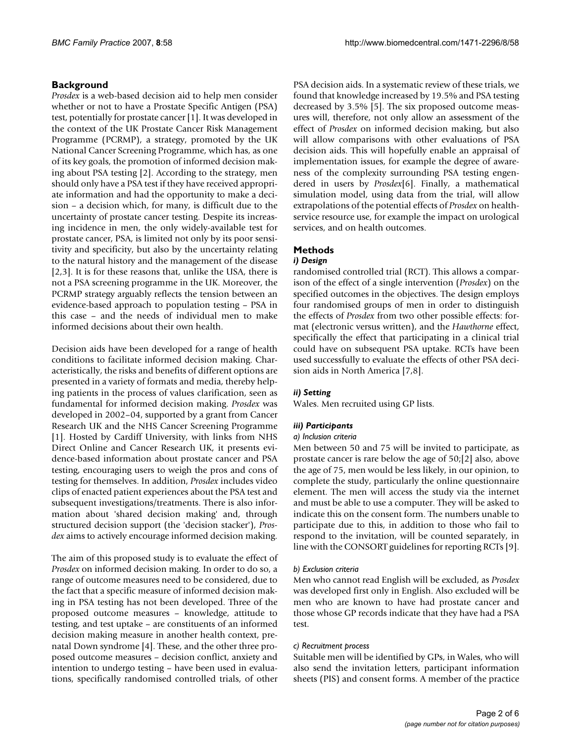## Background

*Prosdex* is a web-based decision aid to help men consider whether or not to have a Prostate Specific Antigen (PSA) test, potentially for prostate cancer [1]. It was developed in the context of the UK Prostate Cancer Risk Management Programme (PCRMP), a strategy, promoted by the UK National Cancer Screening Programme, which has, as one of its key goals, the promotion of informed decision making about PSA testing [2]. According to the strategy, men should only have a PSA test if they have received appropriate information and had the opportunity to make a decision – a decision which, for many, is difficult due to the uncertainty of prostate cancer testing. Despite its increasing incidence in men, the only widely-available test for prostate cancer, PSA, is limited not only by its poor sensitivity and specificity, but also by the uncertainty relating to the natural history and the management of the disease [2,3]. It is for these reasons that, unlike the USA, there is not a PSA screening programme in the UK. Moreover, the PCRMP strategy arguably reflects the tension between an evidence-based approach to population testing – PSA in this case – and the needs of individual men to make informed decisions about their own health.

Decision aids have been developed for a range of health conditions to facilitate informed decision making. Characteristically, the risks and benefits of different options are presented in a variety of formats and media, thereby helping patients in the process of values clarification, seen as fundamental for informed decision making. *Prosdex* was developed in 2002–04, supported by a grant from Cancer Research UK and the NHS Cancer Screening Programme [1]. Hosted by Cardiff University, with links from NHS Direct Online and Cancer Research UK, it presents evidence-based information about prostate cancer and PSA testing, encouraging users to weigh the pros and cons of testing for themselves. In addition, *Prosdex* includes video clips of enacted patient experiences about the PSA test and subsequent investigations/treatments. There is also information about 'shared decision making' and, through structured decision support (the 'decision stacker'), *Prosdex* aims to actively encourage informed decision making.

The aim of this proposed study is to evaluate the effect of *Prosdex* on informed decision making. In order to do so, a range of outcome measures need to be considered, due to the fact that a specific measure of informed decision making in PSA testing has not been developed. Three of the proposed outcome measures – knowledge, attitude to testing, and test uptake – are constituents of an informed decision making measure in another health context, prenatal Down syndrome [4]. These, and the other three proposed outcome measures – decision conflict, anxiety and intention to undergo testing – have been used in evaluations, specifically randomised controlled trials, of other PSA decision aids. In a systematic review of these trials, we found that knowledge increased by 19.5% and PSA testing decreased by 3.5% [5]. The six proposed outcome measures will, therefore, not only allow an assessment of the effect of *Prosdex* on informed decision making, but also will allow comparisons with other evaluations of PSA decision aids. This will hopefully enable an appraisal of implementation issues, for example the degree of awareness of the complexity surrounding PSA testing engendered in users by *Prosdex*[6]. Finally, a mathematical simulation model, using data from the trial, will allow extrapolations of the potential effects of *Prosdex* on health-service resource use, for example the impact on urological services, and on health outcomes.

## Methods

### *i) Design*

randomised controlled trial (RCT). This allows a comparison of the effect of a single intervention (*Prosdex*) on the specified outcomes in the objectives. The design employs four randomised groups of men in order to distinguish the effects of *Prosdex* from two other possible effects: format (electronic versus written), and the *Hawthorne* effect, specifically the effect that participating in a clinical trial could have on subsequent PSA uptake. RCTs have been used successfully to evaluate the effects of other PSA decision aids in North America [7,8].

### *ii) Setting*

Wales. Men recruited using GP lists.

### *iii) Participants*

#### *a) Inclusion criteria*

Men between 50 and 75 will be invited to participate, as prostate cancer is rare below the age of 50;[2] also, above the age of 75, men would be less likely, in our opinion, to complete the study, particularly the online questionnaire element. The men will access the study via the internet and must be able to use a computer. They will be asked to indicate this on the consent form. The numbers unable to participate due to this, in addition to those who fail to respond to the invitation, will be counted separately, in line with the CONSORT guidelines for reporting RCTs [9].

#### *b) Exclusion criteria*

Men who cannot read English will be excluded, as *Prosdex* was developed first only in English. Also excluded will be men who are known to have had prostate cancer and those whose GP records indicate that they have had a PSA test.

#### *c) Recruitment process*

Suitable men will be identified by GPs, in Wales, who will also send the invitation letters, participant information sheets (PIS) and consent forms. A member of the practice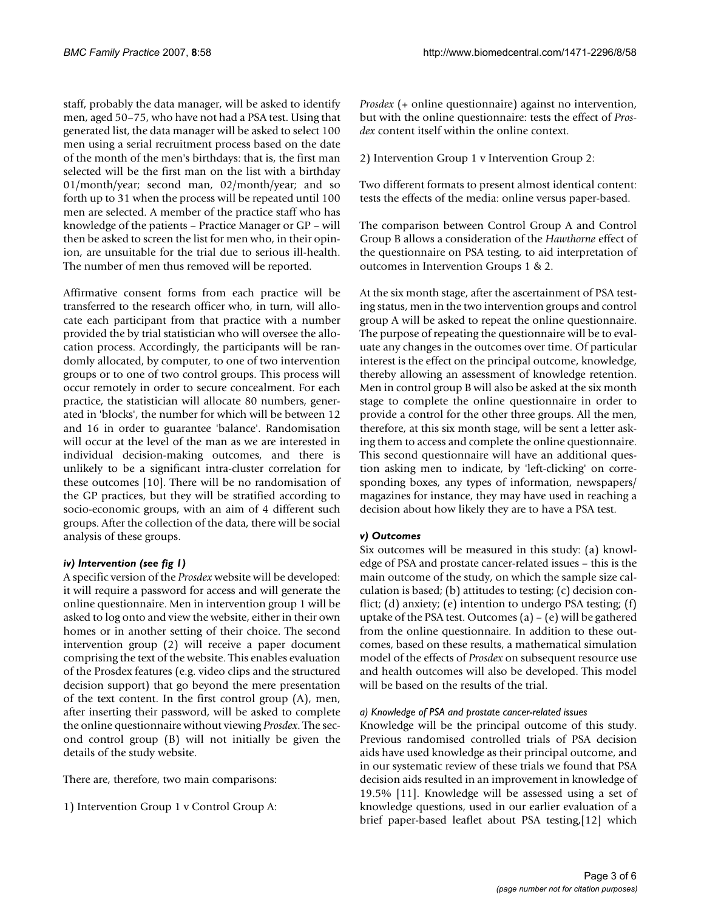staff, probably the data manager, will be asked to identify men, aged 50–75, who have not had a PSA test. Using that generated list, the data manager will be asked to select 100 men using a serial recruitment process based on the date of the month of the men's birthdays: that is, the first man selected will be the first man on the list with a birthday 01/month/year; second man, 02/month/year; and so forth up to 31 when the process will be repeated until 100 men are selected. A member of the practice staff who has knowledge of the patients – Practice Manager or GP – will then be asked to screen the list for men who, in their opinion, are unsuitable for the trial due to serious ill-health. The number of men thus removed will be reported.

Affirmative consent forms from each practice will be transferred to the research officer who, in turn, will allocate each participant from that practice with a number provided the by trial statistician who will oversee the allocation process. Accordingly, the participants will be randomly allocated, by computer, to one of two intervention groups or to one of two control groups. This process will occur remotely in order to secure concealment. For each practice, the statistician will allocate 80 numbers, generated in 'blocks', the number for which will be between 12 and 16 in order to guarantee 'balance'. Randomisation will occur at the level of the man as we are interested in individual decision-making outcomes, and there is unlikely to be a significant intra-cluster correlation for these outcomes [10]. There will be no randomisation of the GP practices, but they will be stratified according to socio-economic groups, with an aim of 4 different such groups. After the collection of the data, there will be social analysis of these groups.

### *iv) Intervention (see fig 1)*

A specific version of the *Prosdex* website will be developed: it will require a password for access and will generate the online questionnaire. Men in intervention group 1 will be asked to log onto and view the website, either in their own homes or in another setting of their choice. The second intervention group (2) will receive a paper document comprising the text of the website. This enables evaluation of the Prosdex features (e.g. video clips and the structured decision support) that go beyond the mere presentation of the text content. In the first control group (A), men, after inserting their password, will be asked to complete the online questionnaire without viewing *Prosdex*. The second control group (B) will not initially be given the details of the study website.

There are, therefore, two main comparisons:

1) Intervention Group 1 v Control Group A:

*Prosdex* (+ online questionnaire) against no intervention, but with the online questionnaire: tests the effect of *Prosdex* content itself within the online context.

2) Intervention Group 1 v Intervention Group 2:

Two different formats to present almost identical content: tests the effects of the media: online versus paper-based.

The comparison between Control Group A and Control Group B allows a consideration of the *Hawthorne* effect of the questionnaire on PSA testing, to aid interpretation of outcomes in Intervention Groups 1 & 2.

At the six month stage, after the ascertainment of PSA testing status, men in the two intervention groups and control group A will be asked to repeat the online questionnaire. The purpose of repeating the questionnaire will be to evaluate any changes in the outcomes over time. Of particular interest is the effect on the principal outcome, knowledge, thereby allowing an assessment of knowledge retention. Men in control group B will also be asked at the six month stage to complete the online questionnaire in order to provide a control for the other three groups. All the men, therefore, at this six month stage, will be sent a letter asking them to access and complete the online questionnaire. This second questionnaire will have an additional question asking men to indicate, by 'left-clicking' on corresponding boxes, any types of information, newspapers/ magazines for instance, they may have used in reaching a decision about how likely they are to have a PSA test.

### *v) Outcomes*

Six outcomes will be measured in this study: (a) knowledge of PSA and prostate cancer-related issues – this is the main outcome of the study, on which the sample size calculation is based; (b) attitudes to testing; (c) decision conflict; (d) anxiety; (e) intention to undergo PSA testing; (f) uptake of the PSA test. Outcomes (a) – (e) will be gathered from the online questionnaire. In addition to these outcomes, based on these results, a mathematical simulation model of the effects of *Prosdex* on subsequent resource use and health outcomes will also be developed. This model will be based on the results of the trial.

#### *a) Knowledge of PSA and prostate cancer-related issues*

Knowledge will be the principal outcome of this study. Previous randomised controlled trials of PSA decision aids have used knowledge as their principal outcome, and in our systematic review of these trials we found that PSA decision aids resulted in an improvement in knowledge of 19.5% [11]. Knowledge will be assessed using a set of knowledge questions, used in our earlier evaluation of a brief paper-based leaflet about PSA testing,[12] which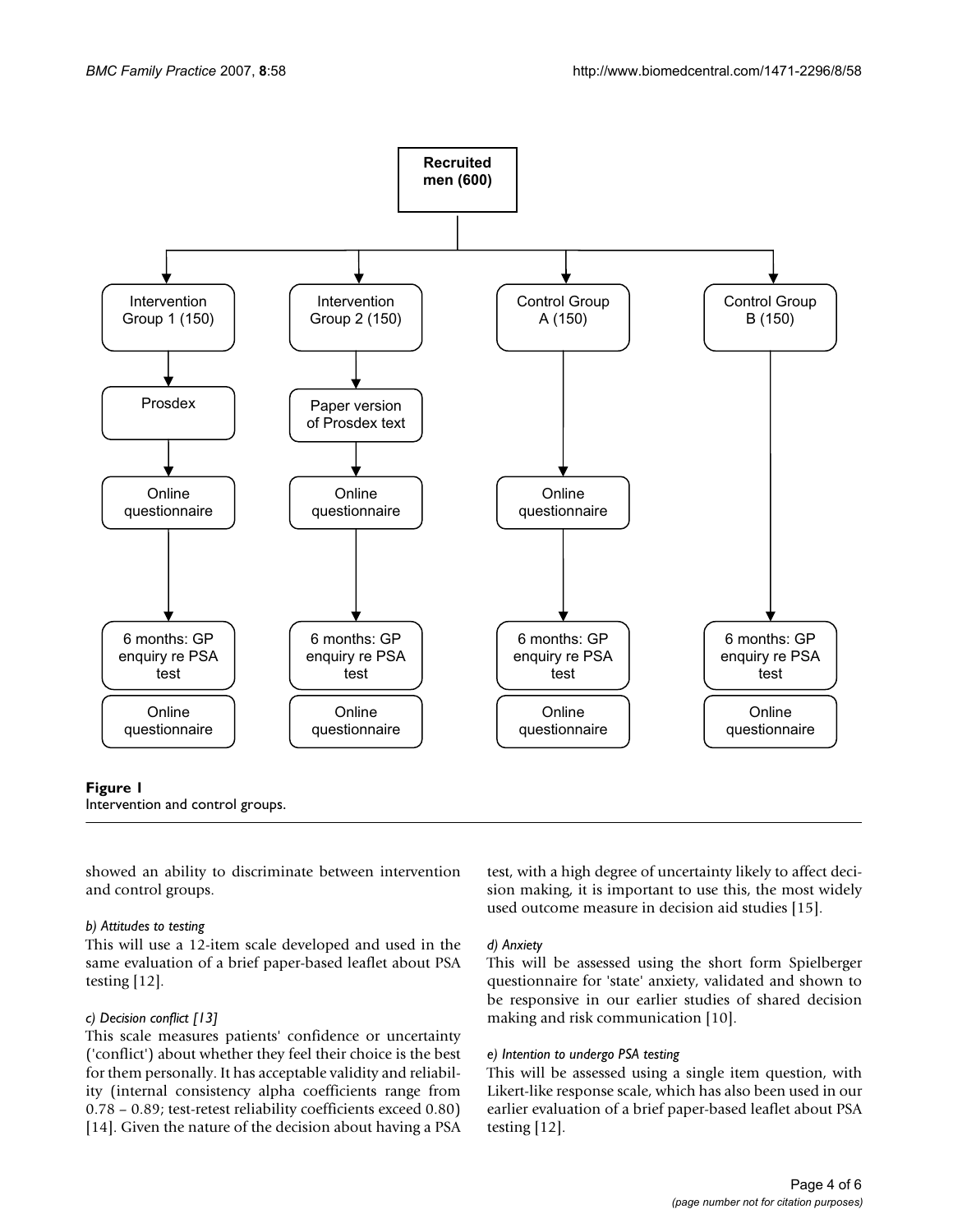**Figure 1**
Intervention and control groups.

showed an ability to discriminate between intervention and control groups.

*b) Attitudes to testing*

This will use a 12-item scale developed and used in the same evaluation of a brief paper-based leaflet about PSA testing [12].

*c) Decision conflict [13]*

This scale measures patients' confidence or uncertainty ('conflict') about whether they feel their choice is the best for them personally. It has acceptable validity and reliability (internal consistency alpha coefficients range from 0.78 – 0.89; test-retest reliability coefficients exceed 0.80) [14]. Given the nature of the decision about having a PSA test, with a high degree of uncertainty likely to affect decision making, it is important to use this, the most widely used outcome measure in decision aid studies [15].

*d) Anxiety*

This will be assessed using the short form Spielberger questionnaire for 'state' anxiety, validated and shown to be responsive in our earlier studies of shared decision making and risk communication [10].

*e) Intention to undergo PSA testing*

This will be assessed using a single item question, with Likert-like response scale, which has also been used in our earlier evaluation of a brief paper-based leaflet about PSA testing [12].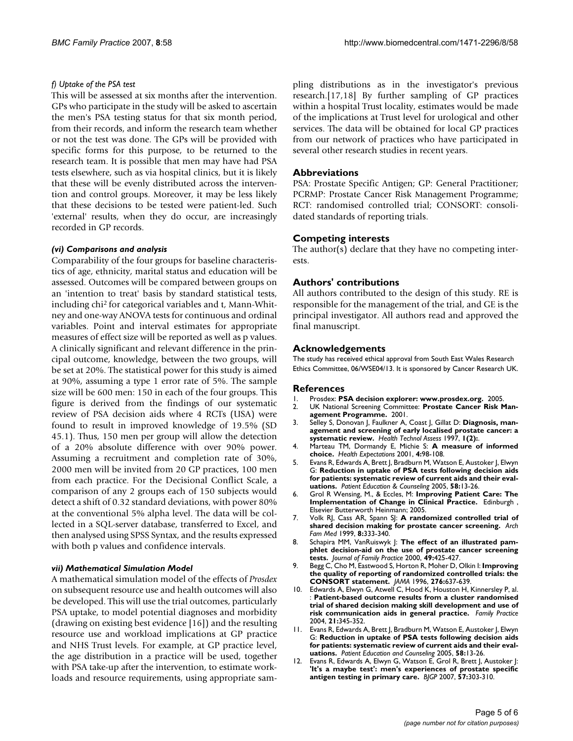#### *f) Uptake of the PSA test*

This will be assessed at six months after the intervention. GPs who participate in the study will be asked to ascertain the men's PSA testing status for that six month period, from their records, and inform the research team whether or not the test was done. The GPs will be provided with specific forms for this purpose, to be returned to the research team. It is possible that men may have had PSA tests elsewhere, such as via hospital clinics, but it is likely that these will be evenly distributed across the intervention and control groups. Moreover, it may be less likely that these decisions to be tested were patient-led. Such 'external' results, when they do occur, are increasingly recorded in GP records.

#### ***(vi) Comparisons and analysis***

Comparability of the four groups for baseline characteristics of age, ethnicity, marital status and education will be assessed. Outcomes will be compared between groups on an 'intention to treat' basis by standard statistical tests, including chi$^2$ for categorical variables and t, Mann-Whitney and one-way ANOVA tests for continuous and ordinal variables. Point and interval estimates for appropriate measures of effect size will be reported as well as p values. A clinically significant and relevant difference in the principal outcome, knowledge, between the two groups, will be set at 20%. The statistical power for this study is aimed at 90%, assuming a type 1 error rate of 5%. The sample size will be 600 men: 150 in each of the four groups. This figure is derived from the findings of our systematic review of PSA decision aids where 4 RCTs (USA) were found to result in improved knowledge of 19.5% (SD 45.1). Thus, 150 men per group will allow the detection of a 20% absolute difference with over 90% power. Assuming a recruitment and completion rate of 30%, 2000 men will be invited from 20 GP practices, 100 men from each practice. For the Decisional Conflict Scale, a comparison of any 2 groups each of 150 subjects would detect a shift of 0.32 standard deviations, with power 80% at the conventional 5% alpha level. The data will be collected in a SQL-server database, transferred to Excel, and then analysed using SPSS Syntax, and the results expressed with both p values and confidence intervals.

#### ***vii) Mathematical Simulation Model***

A mathematical simulation model of the effects of *Prosdex* on subsequent resource use and health outcomes will also be developed. This will use the trial outcomes, particularly PSA uptake, to model potential diagnoses and morbidity (drawing on existing best evidence [16]) and the resulting resource use and workload implications at GP practice and NHS Trust levels. For example, at GP practice level, the age distribution in a practice will be used, together with PSA take-up after the intervention, to estimate workloads and resource requirements, using appropriate sampling distributions as in the investigator's previous research.[17,18] By further sampling of GP practices within a hospital Trust locality, estimates would be made of the implications at Trust level for urological and other services. The data will be obtained for local GP practices from our network of practices who have participated in several other research studies in recent years.

## Abbreviations

PSA: Prostate Specific Antigen; GP: General Practitioner; PCRMP: Prostate Cancer Risk Management Programme; RCT: randomised controlled trial; CONSORT: consolidated standards of reporting trials.

## Competing interests

The author(s) declare that they have no competing interests.

## Authors' contributions

All authors contributed to the design of this study. RE is responsible for the management of the trial, and GE is the principal investigator. All authors read and approved the final manuscript.

## Acknowledgements

The study has received ethical approval from South East Wales Research Ethics Committee, 06/WSE04/13. It is sponsored by Cancer Research UK.

## References

1. Prosdex: **PSA decision explorer: www.prosdex.org.** 2005.
2. UK National Screening Committee: **Prostate Cancer Risk Management Programme.** 2001.
3. Selley S, Donovan J, Faulkner A, Coast J, Gillat D: **Diagnosis, management and screening of early localised prostate cancer: a systematic review.** *Health Technol Assess* 1997, **1(2):**.
4. Marteau TM, Dormandy E, Michie S: **A measure of informed choice.** *Health Expectations* 2001, **4:**98-108.
5. Evans R, Edwards A, Brett J, Bradburn M, Watson E, Austoker J, Elwyn G: **Reduction in uptake of PSA tests following decision aids for patients: systematic review of current aids and their evaluations.** *Patient Education & Counseling* 2005, **58:**13-26.
6. Grol R Wensing, M., & Eccles, M: **Improving Patient Care: The Implementation of Change in Clinical Practice.** Edinburgh , Elsevier Butterworth Heinmann; 2005.
7. Volk RJ, Cass AR, Spann SJ: **A randomized controlled trial of shared decision making for prostate cancer screening.** *Arch Fam Med* 1999, **8:**333-340.
8. Schapira MM, VanRuiswyk J: **The effect of an illustrated pamphlet decision-aid on the use of prostate cancer screening tests.** *Journal of Family Practice* 2000, **49:**425-427.
9. Begg C, Cho M, Eastwood S, Horton R, Moher D, Olkin I: **Improving the quality of reporting of randomized controlled trials: the CONSORT statement.** *JAMA* 1996, **276:**637-639.
10. Edwards A, Elwyn G, Atwell C, Hood K, Houston H, Kinnersley P, al. : **Patient-based outcome results from a cluster randomised trial of shared decision making skill development and use of risk communication aids in general practice.** *Family Practice* 2004, **21:**345-352.
11. Evans R, Edwards A, Brett J, Bradburn M, Watson E, Austoker J, Elwyn G: **Reduction in uptake of PSA tests following decision aids for patients: systematic review of current aids and their evaluations.** *Patient Education and Counseling* 2005, **58:**13-26.
12. Evans R, Edwards A, Elwyn G, Watson E, Grol R, Brett J, Austoker J: **'It's a maybe test': men's experiences of prostate specific antigen testing in primary care.** *BJGP* 2007, **57:**303-310.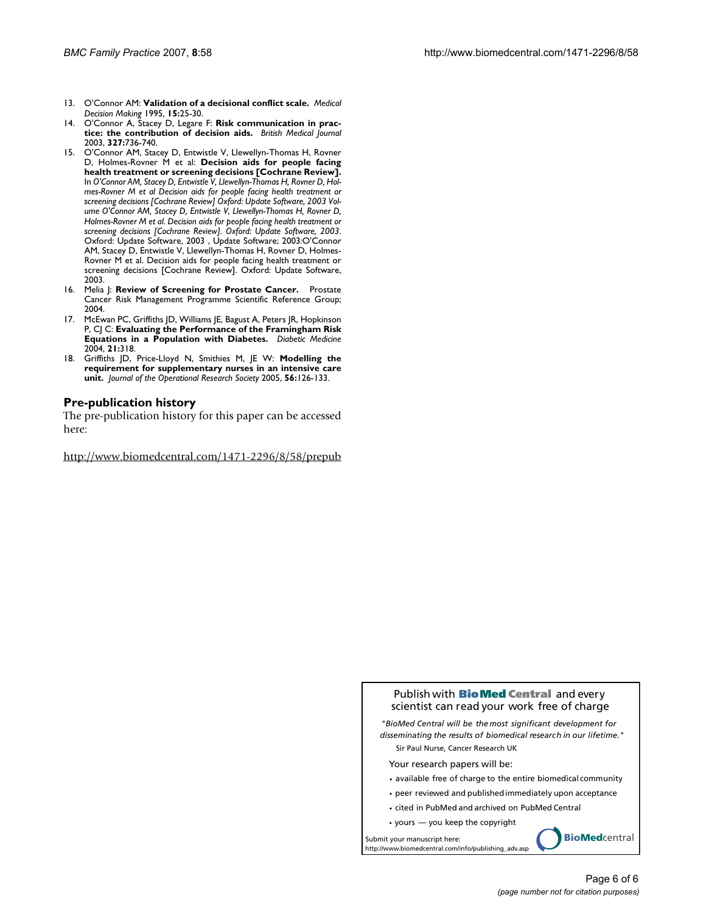13. O'Connor AM: **Validation of a decisional conflict scale.** *Medical Decision Making* 1995, **15:**25-30.
14. O'Connor A, Stacey D, Legare F: **Risk communication in practice: the contribution of decision aids.** *British Medical Journal* 2003, **327:**736-740.
15. O'Connor AM, Stacey D, Entwistle V, Llewellyn-Thomas H, Rovner D, Holmes-Rovner M et al: **Decision aids for people facing health treatment or screening decisions [Cochrane Review].** In *O'Connor AM, Stacey D, Entwistle V, Llewellyn-Thomas H, Rovner D, Holmes-Rovner M et al Decision aids for people facing health treatment or screening decisions [Cochrane Review] Oxford: Update Software, 2003 Volume O'Connor AM, Stacey D, Entwistle V, Llewellyn-Thomas H, Rovner D, Holmes-Rovner M et al. Decision aids for people facing health treatment or screening decisions [Cochrane Review]. Oxford: Update Software, 2003*. Oxford: Update Software, 2003 , Update Software; 2003:O'Connor AM, Stacey D, Entwistle V, Llewellyn-Thomas H, Rovner D, Holmes-Rovner M et al. Decision aids for people facing health treatment or screening decisions [Cochrane Review]. Oxford: Update Software, 2003.
16. Melia J: **Review of Screening for Prostate Cancer.** Prostate Cancer Risk Management Programme Scientific Reference Group; 2004.
17. McEwan PC, Griffiths JD, Williams JE, Bagust A, Peters JR, Hopkinson P, CJ C: **Evaluating the Performance of the Framingham Risk Equations in a Population with Diabetes.** *Diabetic Medicine* 2004, **21:**318.
18. Griffiths JD, Price-Lloyd N, Smithies M, JE W: **Modelling the requirement for supplementary nurses in an intensive care unit.** *Journal of the Operational Research Society* 2005, **56:**126-133.

## Pre-publication history

The pre-publication history for this paper can be accessed here:

http://www.biomedcentral.com/1471-2296/8/58/prepub

Publish with **BioMed Central** and every scientist can read your work free of charge

*"BioMed Central will be the most significant development for disseminating the results of biomedical research in our lifetime."*

Sir Paul Nurse, Cancer Research UK

Your research papers will be:

- available free of charge to the entire biomedical community
- peer reviewed and published immediately upon acceptance
- cited in PubMed and archived on PubMed Central
- yours — you keep the copyright

Submit your manuscript here:
http://www.biomedcentral.com/info/publishing_adv.asp

**BioMed**central